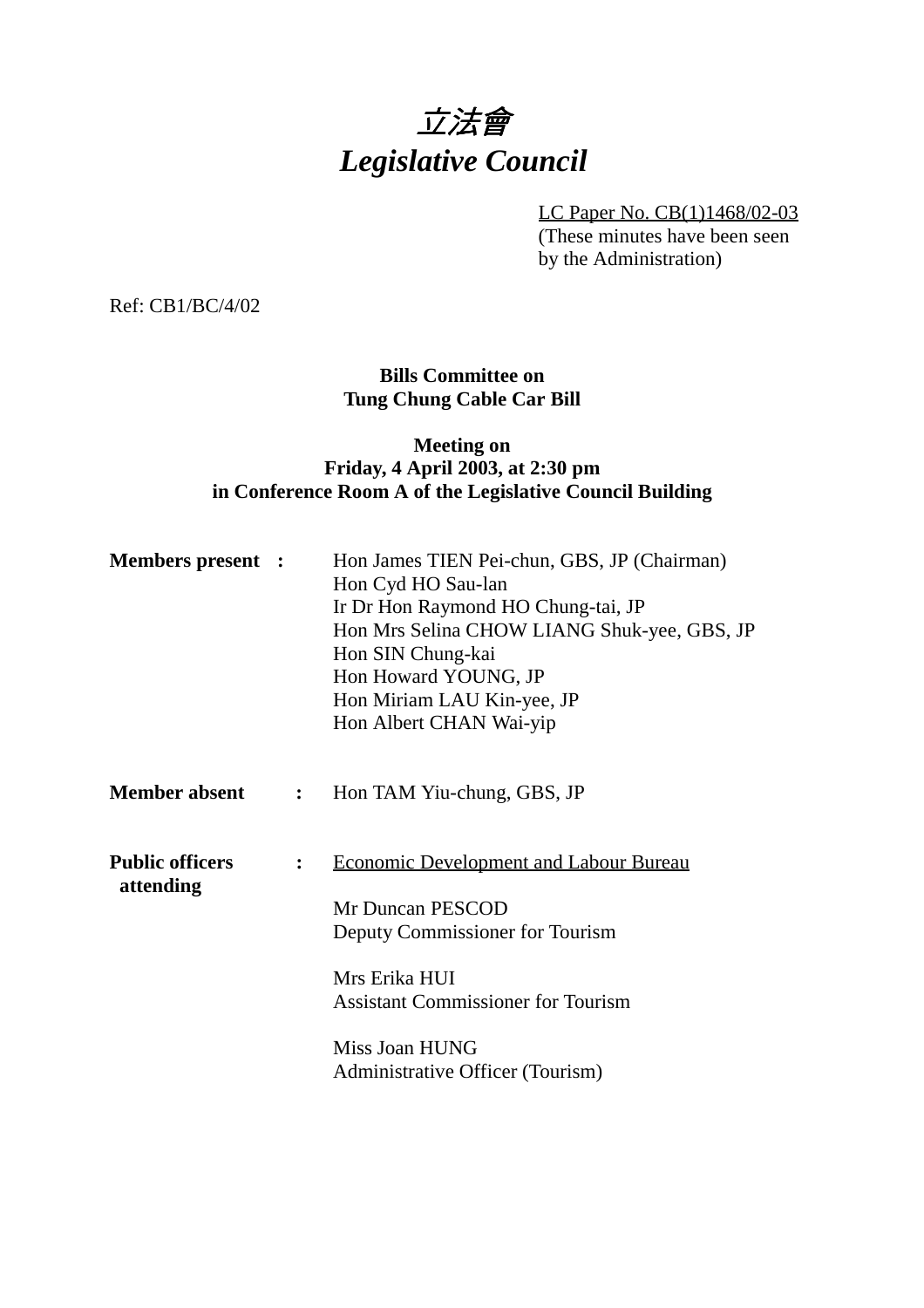# *立法會*
# *Legislative Council*

LC Paper No. CB(1)1468/02-03
(These minutes have been seen by the Administration)

Ref: CB1/BC/4/02

**Bills Committee on**
**Tung Chung Cable Car Bill**

**Meeting on**
**Friday, 4 April 2003, at 2:30 pm**
**in Conference Room A of the Legislative Council Building**

**Members present :**

Hon James TIEN Pei-chun, GBS, JP (Chairman)
Hon Cyd HO Sau-lan
Ir Dr Hon Raymond HO Chung-tai, JP
Hon Mrs Selina CHOW LIANG Shuk-yee, GBS, JP
Hon SIN Chung-kai
Hon Howard YOUNG, JP
Hon Miriam LAU Kin-yee, JP
Hon Albert CHAN Wai-yip

**Member absent :**

Hon TAM Yiu-chung, GBS, JP

**Public officers attending :**

Economic Development and Labour Bureau

Mr Duncan PESCOD
Deputy Commissioner for Tourism

Mrs Erika HUI
Assistant Commissioner for Tourism

Miss Joan HUNG
Administrative Officer (Tourism)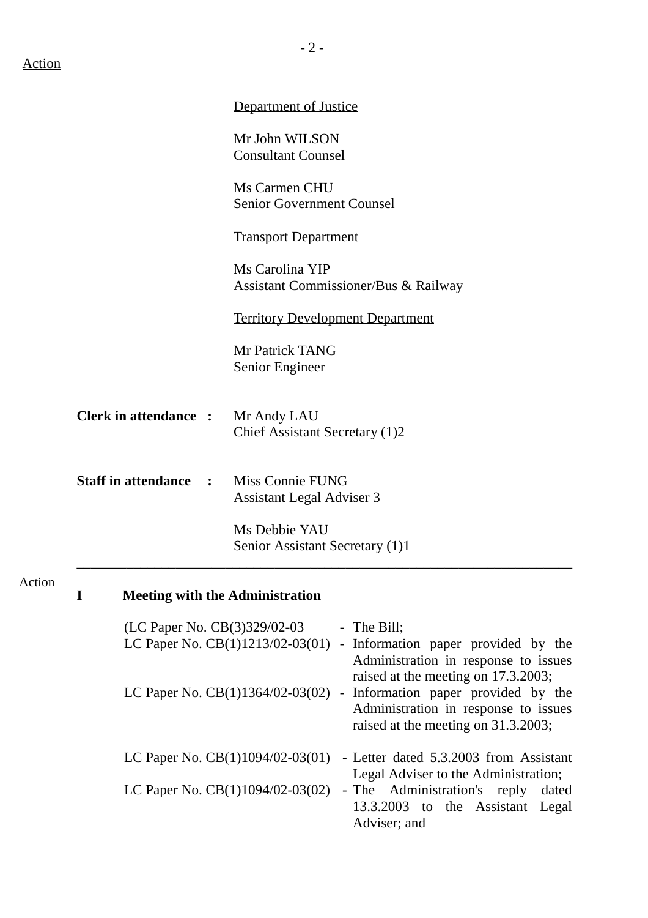Action

<u>Department of Justice</u>

Mr John WILSON
Consultant Counsel

Ms Carmen CHU
Senior Government Counsel

<u>Transport Department</u>

Ms Carolina YIP
Assistant Commissioner/Bus & Railway

<u>Territory Development Department</u>

Mr Patrick TANG
Senior Engineer

**Clerk in attendance :** Mr Andy LAU
Chief Assistant Secretary (1)2

**Staff in attendance :** Miss Connie FUNG
Assistant Legal Adviser 3

Ms Debbie YAU
Senior Assistant Secretary (1)1

---

Action

**I Meeting with the Administration**

(LC Paper No. CB(3)329/02-03 - The Bill;
LC Paper No. CB(1)1213/02-03(01) - Information paper provided by the Administration in response to issues raised at the meeting on 17.3.2003;
LC Paper No. CB(1)1364/02-03(02) - Information paper provided by the Administration in response to issues raised at the meeting on 31.3.2003;

LC Paper No. CB(1)1094/02-03(01) - Letter dated 5.3.2003 from Assistant Legal Adviser to the Administration;
LC Paper No. CB(1)1094/02-03(02) - The Administration's reply dated 13.3.2003 to the Assistant Legal Adviser; and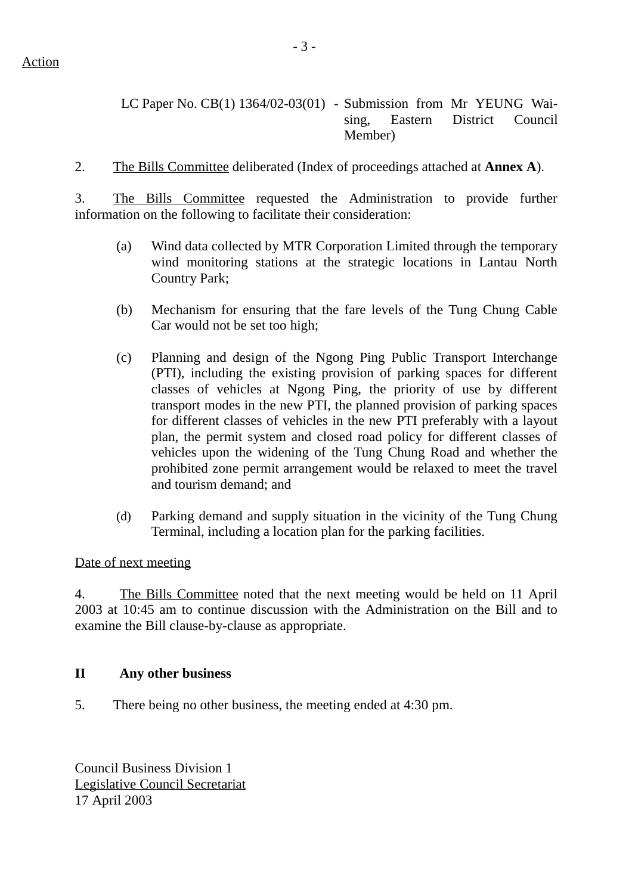Action

LC Paper No. CB(1) 1364/02-03(01) - Submission from Mr YEUNG Wai-sing, Eastern District Council Member)

2. The Bills Committee deliberated (Index of proceedings attached at **Annex A**).

3. The Bills Committee requested the Administration to provide further information on the following to facilitate their consideration:

(a) Wind data collected by MTR Corporation Limited through the temporary wind monitoring stations at the strategic locations in Lantau North Country Park;

(b) Mechanism for ensuring that the fare levels of the Tung Chung Cable Car would not be set too high;

(c) Planning and design of the Ngong Ping Public Transport Interchange (PTI), including the existing provision of parking spaces for different classes of vehicles at Ngong Ping, the priority of use by different transport modes in the new PTI, the planned provision of parking spaces for different classes of vehicles in the new PTI preferably with a layout plan, the permit system and closed road policy for different classes of vehicles upon the widening of the Tung Chung Road and whether the prohibited zone permit arrangement would be relaxed to meet the travel and tourism demand; and

(d) Parking demand and supply situation in the vicinity of the Tung Chung Terminal, including a location plan for the parking facilities.

Date of next meeting

4. The Bills Committee noted that the next meeting would be held on 11 April 2003 at 10:45 am to continue discussion with the Administration on the Bill and to examine the Bill clause-by-clause as appropriate.

**II Any other business**

5. There being no other business, the meeting ended at 4:30 pm.

Council Business Division 1
Legislative Council Secretariat
17 April 2003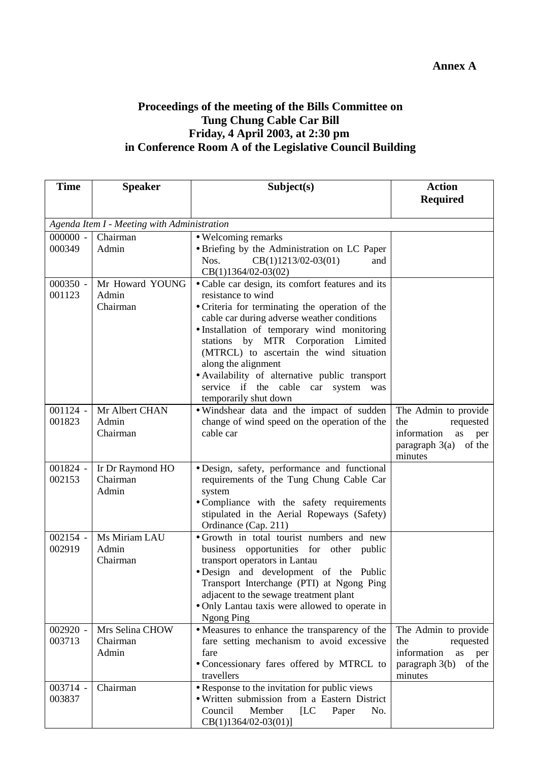**Annex A**

## Proceedings of the meeting of the Bills Committee on Tung Chung Cable Car Bill Friday, 4 April 2003, at 2:30 pm in Conference Room A of the Legislative Council Building

| Time | Speaker | Subject(s) | Action Required |
|---|---|---|---|
| *Agenda Item I - Meeting with Administration* | | | |
| 000000 - 000349 | Chairman<br>Admin | • Welcoming remarks<br>• Briefing by the Administration on LC Paper Nos. CB(1)1213/02-03(01) and CB(1)1364/02-03(02) | |
| 000350 - 001123 | Mr Howard YOUNG<br>Admin<br>Chairman | • Cable car design, its comfort features and its resistance to wind<br>• Criteria for terminating the operation of the cable car during adverse weather conditions<br>• Installation of temporary wind monitoring stations by MTR Corporation Limited (MTRCL) to ascertain the wind situation along the alignment<br>• Availability of alternative public transport service if the cable car system was temporarily shut down | |
| 001124 - 001823 | Mr Albert CHAN<br>Admin<br>Chairman | • Windshear data and the impact of sudden change of wind speed on the operation of the cable car | The Admin to provide the requested information as per paragraph 3(a) of the minutes |
| 001824 - 002153 | Ir Dr Raymond HO<br>Chairman<br>Admin | • Design, safety, performance and functional requirements of the Tung Chung Cable Car system<br>• Compliance with the safety requirements stipulated in the Aerial Ropeways (Safety) Ordinance (Cap. 211) | |
| 002154 - 002919 | Ms Miriam LAU<br>Admin<br>Chairman | • Growth in total tourist numbers and new business opportunities for other public transport operators in Lantau<br>• Design and development of the Public Transport Interchange (PTI) at Ngong Ping adjacent to the sewage treatment plant<br>• Only Lantau taxis were allowed to operate in Ngong Ping | |
| 002920 - 003713 | Mrs Selina CHOW<br>Chairman<br>Admin | • Measures to enhance the transparency of the fare setting mechanism to avoid excessive fare<br>• Concessionary fares offered by MTRCL to travellers | The Admin to provide the requested information as per paragraph 3(b) of the minutes |
| 003714 - 003837 | Chairman | • Response to the invitation for public views<br>• Written submission from a Eastern District Council Member [LC Paper No. CB(1)1364/02-03(01)] | |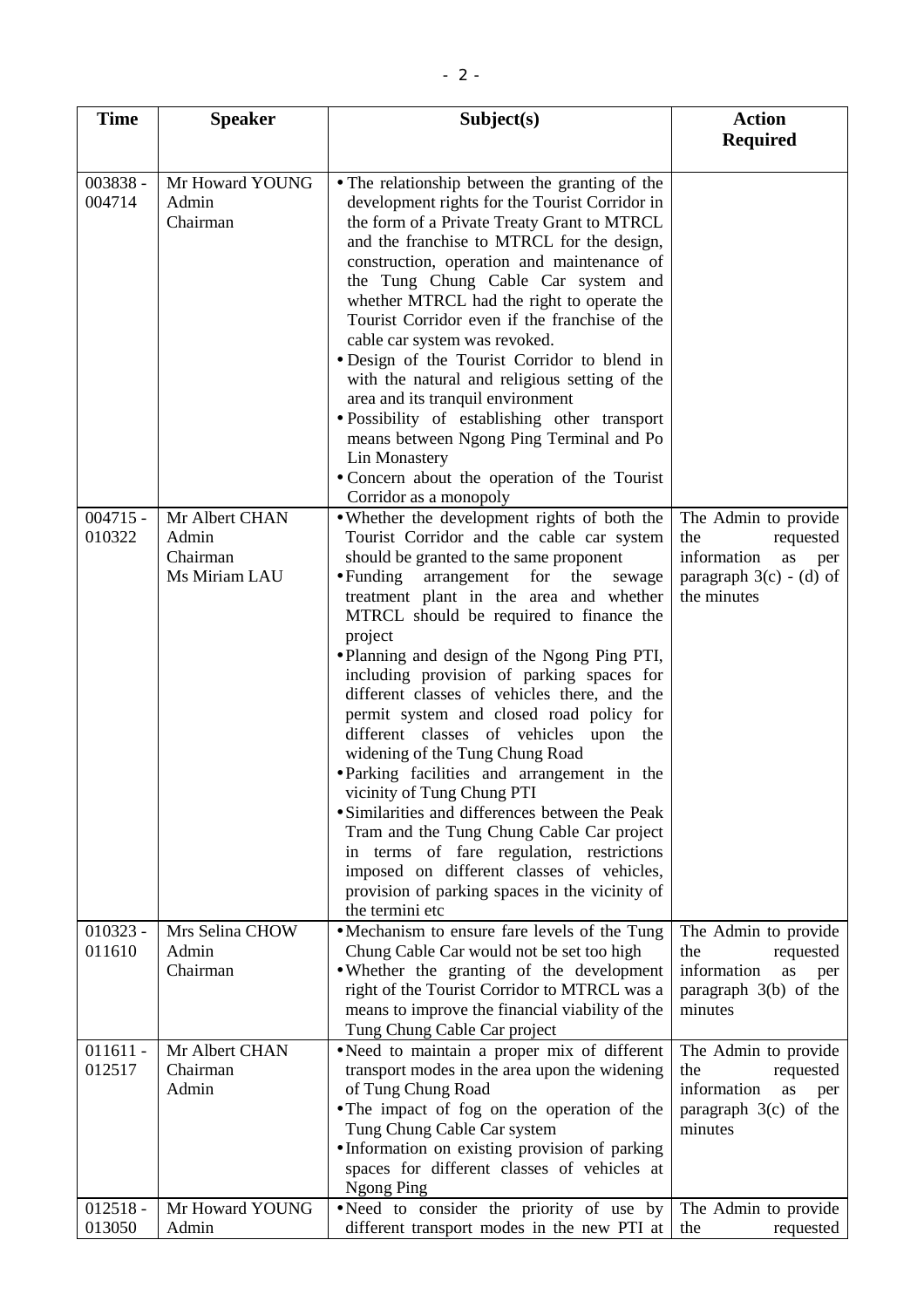| Time | Speaker | Subject(s) | Action Required |
|---|---|---|---|
| 003838 - 004714 | Mr Howard YOUNG<br>Admin<br>Chairman | • The relationship between the granting of the development rights for the Tourist Corridor in the form of a Private Treaty Grant to MTRCL and the franchise to MTRCL for the design, construction, operation and maintenance of the Tung Chung Cable Car system and whether MTRCL had the right to operate the Tourist Corridor even if the franchise of the cable car system was revoked.<br>• Design of the Tourist Corridor to blend in with the natural and religious setting of the area and its tranquil environment<br>• Possibility of establishing other transport means between Ngong Ping Terminal and Po Lin Monastery<br>• Concern about the operation of the Tourist Corridor as a monopoly | |
| 004715 - 010322 | Mr Albert CHAN<br>Admin<br>Chairman<br>Ms Miriam LAU | • Whether the development rights of both the Tourist Corridor and the cable car system should be granted to the same proponent<br>• Funding arrangement for the sewage treatment plant in the area and whether MTRCL should be required to finance the project<br>• Planning and design of the Ngong Ping PTI, including provision of parking spaces for different classes of vehicles there, and the permit system and closed road policy for different classes of vehicles upon the widening of the Tung Chung Road<br>• Parking facilities and arrangement in the vicinity of Tung Chung PTI<br>• Similarities and differences between the Peak Tram and the Tung Chung Cable Car project in terms of fare regulation, restrictions imposed on different classes of vehicles, provision of parking spaces in the vicinity of the termini etc | The Admin to provide the requested information as per paragraph 3(c) - (d) of the minutes |
| 010323 - 011610 | Mrs Selina CHOW<br>Admin<br>Chairman | • Mechanism to ensure fare levels of the Tung Chung Cable Car would not be set too high<br>• Whether the granting of the development right of the Tourist Corridor to MTRCL was a means to improve the financial viability of the Tung Chung Cable Car project | The Admin to provide the requested information as per paragraph 3(b) of the minutes |
| 011611 - 012517 | Mr Albert CHAN<br>Chairman<br>Admin | • Need to maintain a proper mix of different transport modes in the area upon the widening of Tung Chung Road<br>• The impact of fog on the operation of the Tung Chung Cable Car system<br>• Information on existing provision of parking spaces for different classes of vehicles at Ngong Ping | The Admin to provide the requested information as per paragraph 3(c) of the minutes |
| 012518 - 013050 | Mr Howard YOUNG<br>Admin | • Need to consider the priority of use by different transport modes in the new PTI at | The Admin to provide the requested |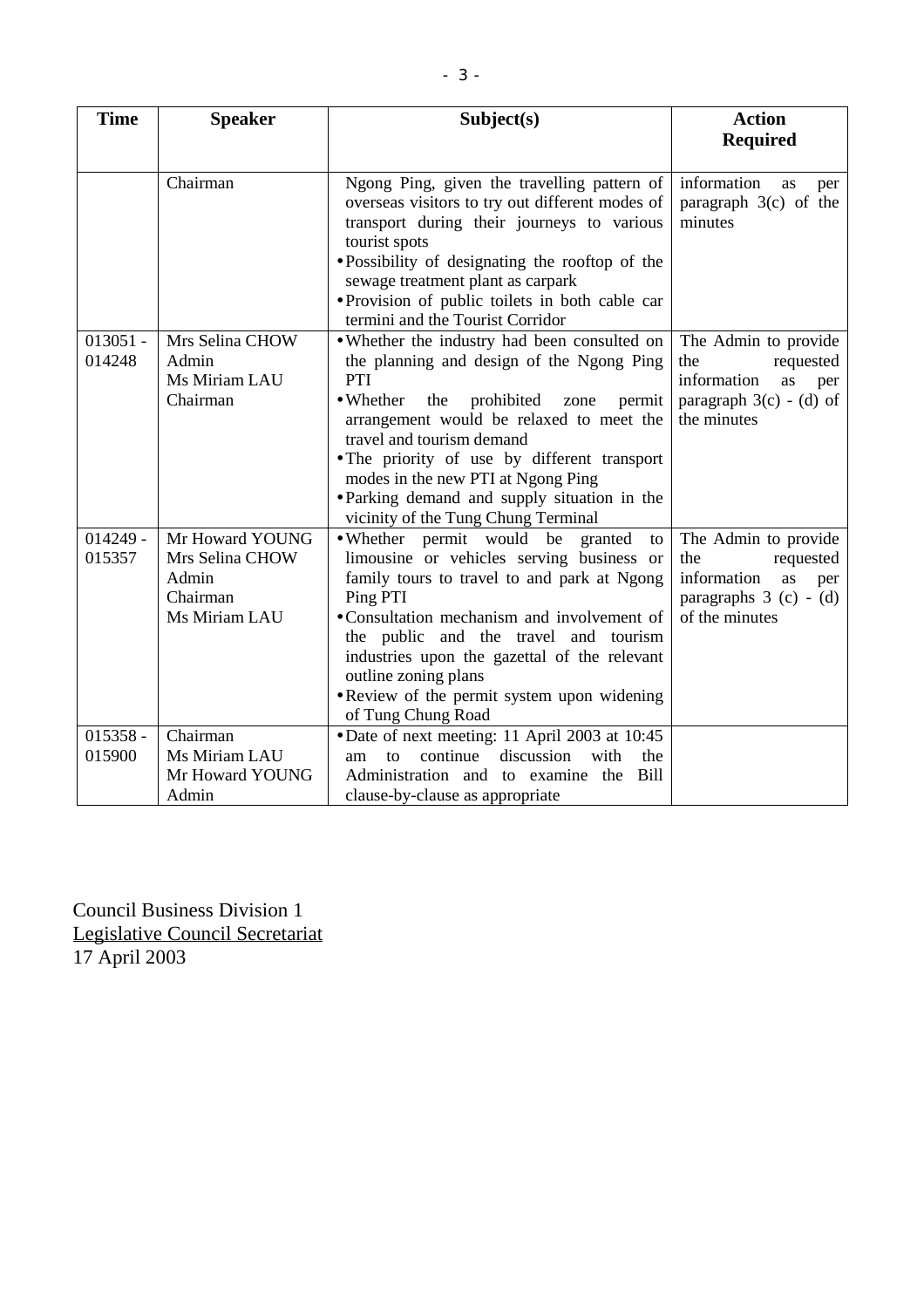| Time | Speaker | Subject(s) | Action Required |
|---|---|---|---|
| | Chairman | Ngong Ping, given the travelling pattern of overseas visitors to try out different modes of transport during their journeys to various tourist spots<br>• Possibility of designating the rooftop of the sewage treatment plant as carpark<br>• Provision of public toilets in both cable car termini and the Tourist Corridor | information as per paragraph 3(c) of the minutes |
| 013051 - 014248 | Mrs Selina CHOW<br>Admin<br>Ms Miriam LAU<br>Chairman | • Whether the industry had been consulted on the planning and design of the Ngong Ping PTI<br>• Whether the prohibited zone permit arrangement would be relaxed to meet the travel and tourism demand<br>• The priority of use by different transport modes in the new PTI at Ngong Ping<br>• Parking demand and supply situation in the vicinity of the Tung Chung Terminal | The Admin to provide the requested information as per paragraph 3(c) - (d) of the minutes |
| 014249 - 015357 | Mr Howard YOUNG<br>Mrs Selina CHOW<br>Admin<br>Chairman<br>Ms Miriam LAU | • Whether permit would be granted to limousine or vehicles serving business or family tours to travel to and park at Ngong Ping PTI<br>• Consultation mechanism and involvement of the public and the travel and tourism industries upon the gazettal of the relevant outline zoning plans<br>• Review of the permit system upon widening of Tung Chung Road | The Admin to provide the requested information as per paragraphs 3 (c) - (d) of the minutes |
| 015358 - 015900 | Chairman<br>Ms Miriam LAU<br>Mr Howard YOUNG<br>Admin | • Date of next meeting: 11 April 2003 at 10:45 am to continue discussion with the Administration and to examine the Bill clause-by-clause as appropriate | |

Council Business Division 1
Legislative Council Secretariat
17 April 2003